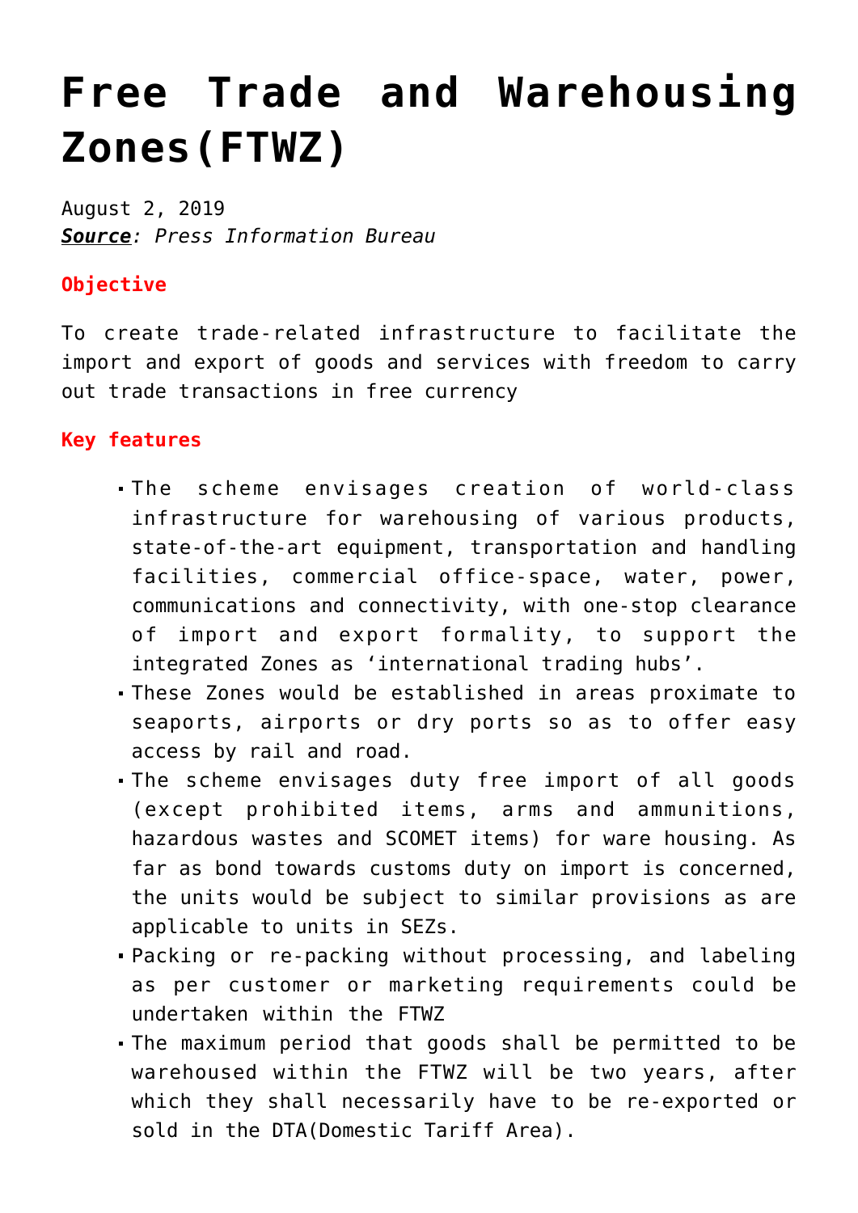# Free Trade and Warehousing Zones(FTWZ)

August 2, 2019
***Source**: Press Information Bureau*

**Objective**

To create trade-related infrastructure to facilitate the import and export of goods and services with freedom to carry out trade transactions in free currency

**Key features**

- The scheme envisages creation of world-class infrastructure for warehousing of various products, state-of-the-art equipment, transportation and handling facilities, commercial office-space, water, power, communications and connectivity, with one-stop clearance of import and export formality, to support the integrated Zones as 'international trading hubs'.
- These Zones would be established in areas proximate to seaports, airports or dry ports so as to offer easy access by rail and road.
- The scheme envisages duty free import of all goods (except prohibited items, arms and ammunitions, hazardous wastes and SCOMET items) for ware housing. As far as bond towards customs duty on import is concerned, the units would be subject to similar provisions as are applicable to units in SEZs.
- Packing or re-packing without processing, and labeling as per customer or marketing requirements could be undertaken within the FTWZ
- The maximum period that goods shall be permitted to be warehoused within the FTWZ will be two years, after which they shall necessarily have to be re-exported or sold in the DTA(Domestic Tariff Area).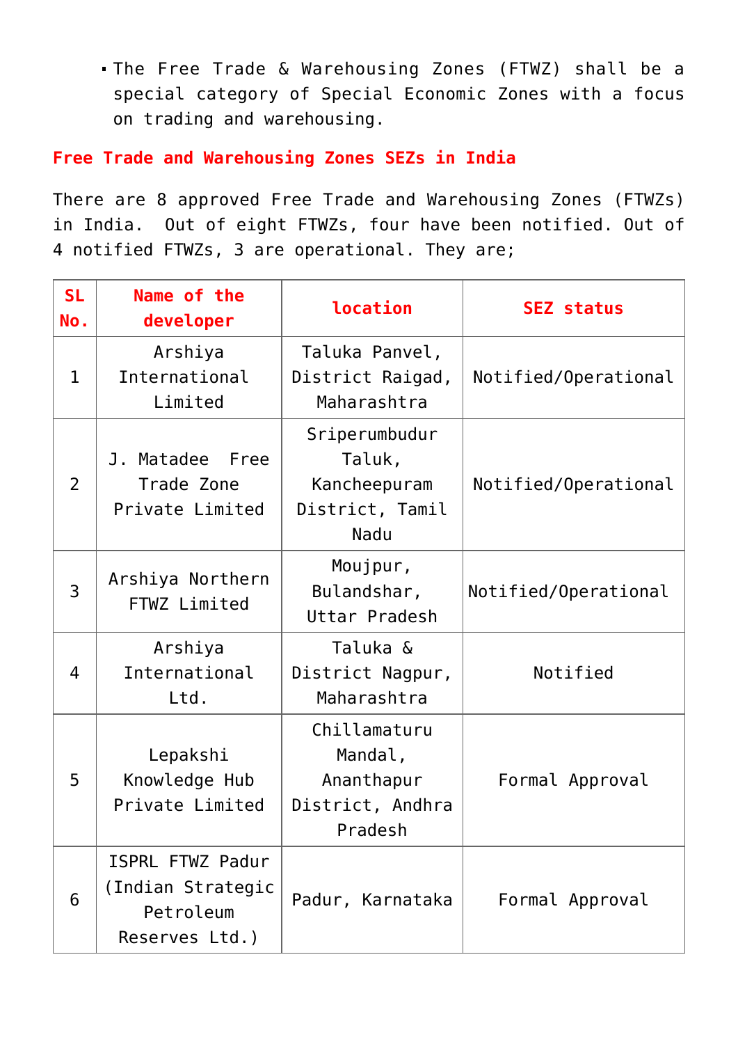- The Free Trade & Warehousing Zones (FTWZ) shall be a special category of Special Economic Zones with a focus on trading and warehousing.

## Free Trade and Warehousing Zones SEZs in India

There are 8 approved Free Trade and Warehousing Zones (FTWZs) in India. Out of eight FTWZs, four have been notified. Out of 4 notified FTWZs, 3 are operational. They are;

| SL No. | Name of the developer | location | SEZ status |
|---|---|---|---|
| 1 | Arshiya International Limited | Taluka Panvel, District Raigad, Maharashtra | Notified/Operational |
| 2 | J. Matadee Free Trade Zone Private Limited | Sriperumbudur Taluk, Kancheepuram District, Tamil Nadu | Notified/Operational |
| 3 | Arshiya Northern FTWZ Limited | Moujpur, Bulandshar, Uttar Pradesh | Notified/Operational |
| 4 | Arshiya International Ltd. | Taluka & District Nagpur, Maharashtra | Notified |
| 5 | Lepakshi Knowledge Hub Private Limited | Chillamaturu Mandal, Ananthapur District, Andhra Pradesh | Formal Approval |
| 6 | ISPRL FTWZ Padur (Indian Strategic Petroleum Reserves Ltd.) | Padur, Karnataka | Formal Approval |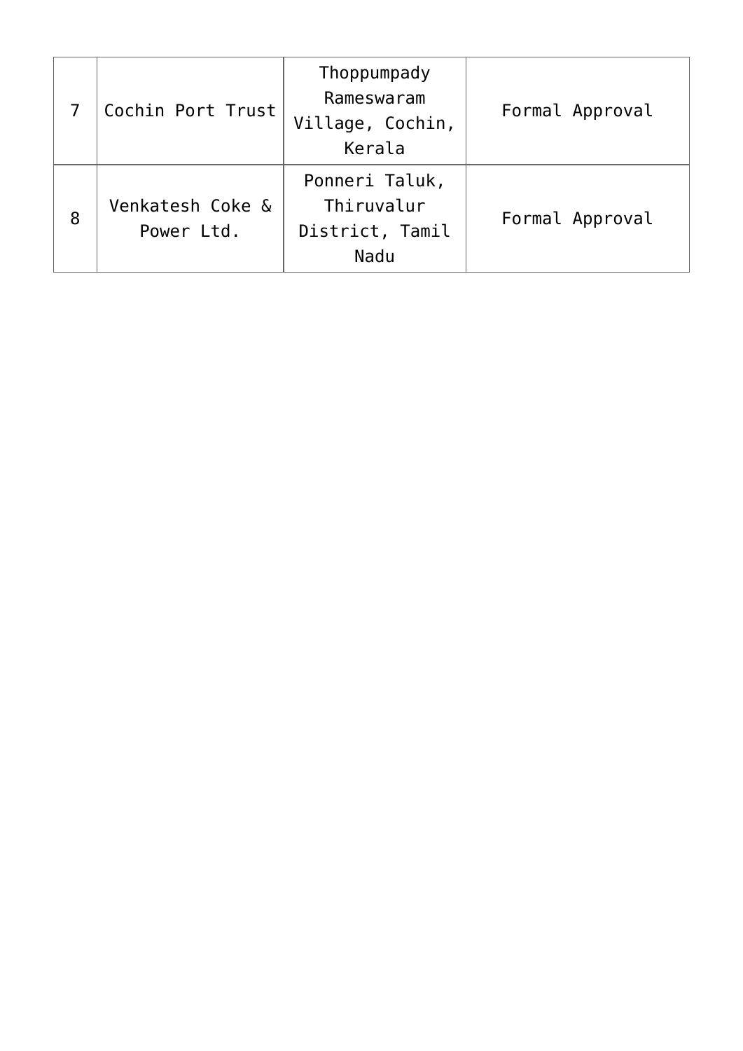| | | | |
|---|---|---|---|
| 7 | Cochin Port Trust | Thoppumpady Rameswaram Village, Cochin, Kerala | Formal Approval |
| 8 | Venkatesh Coke & Power Ltd. | Ponneri Taluk, Thiruvalur District, Tamil Nadu | Formal Approval |